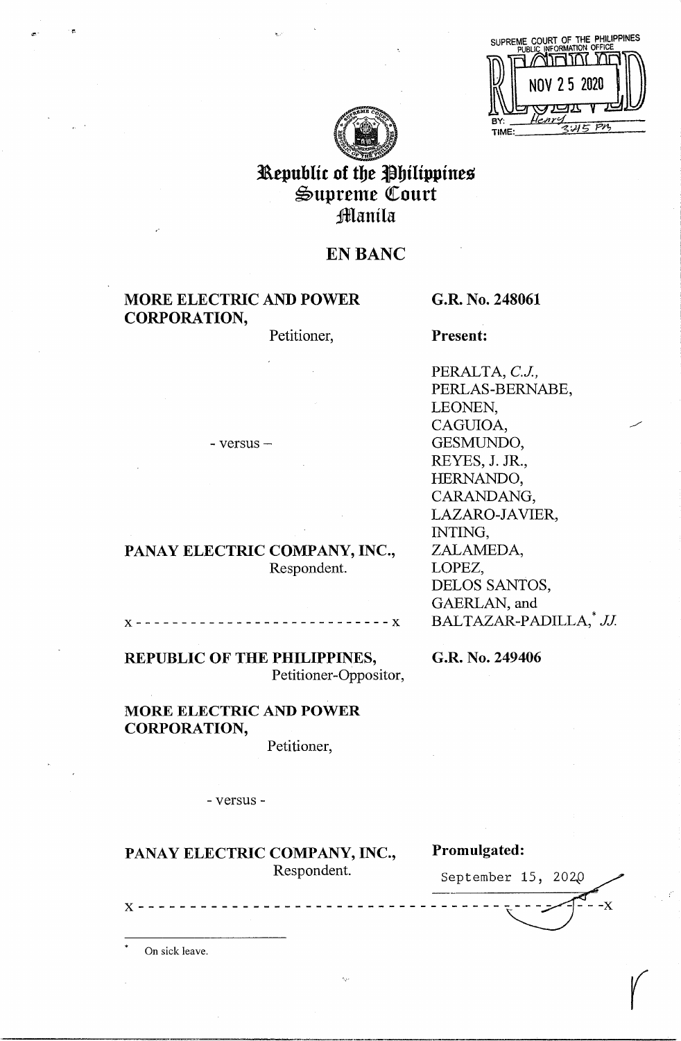SUPREME COURT OF THE PHILIPPINES
PUBLIC INFORMATION OFFICE
NOV 25 2020
BY: Henry
TIME: 3:45 PM

# Republic of the Philippines
# Supreme Court
# Manila

## EN BANC

**MORE ELECTRIC AND POWER CORPORATION,**
Petitioner,

- versus –

**PANAY ELECTRIC COMPANY, INC.,**
Respondent.

**G.R. No. 248061**

**Present:**

PERALTA, *C.J.,*
PERLAS-BERNABE,
LEONEN,
CAGUIOA,
GESMUNDO,
REYES, J. JR.,
HERNANDO,
CARANDANG,
LAZARO-JAVIER,
INTING,
ZALAMEDA,
LOPEZ,
DELOS SANTOS,
GAERLAN, and
BALTAZAR-PADILLA,* *JJ.*

x - - - - - - - - - - - - - - - - - - - - - - - - - - - x

**REPUBLIC OF THE PHILIPPINES,**
Petitioner-Oppositor,

**MORE ELECTRIC AND POWER CORPORATION,**
Petitioner,

- versus -

**PANAY ELECTRIC COMPANY, INC.,**
Respondent.

**G.R. No. 249406**

**Promulgated:**

September 15, 2020

x - - - - - - - - - - - - - - - - - - - - - - - - - - - - - - - - - - - - - - - - - x

\* On sick leave.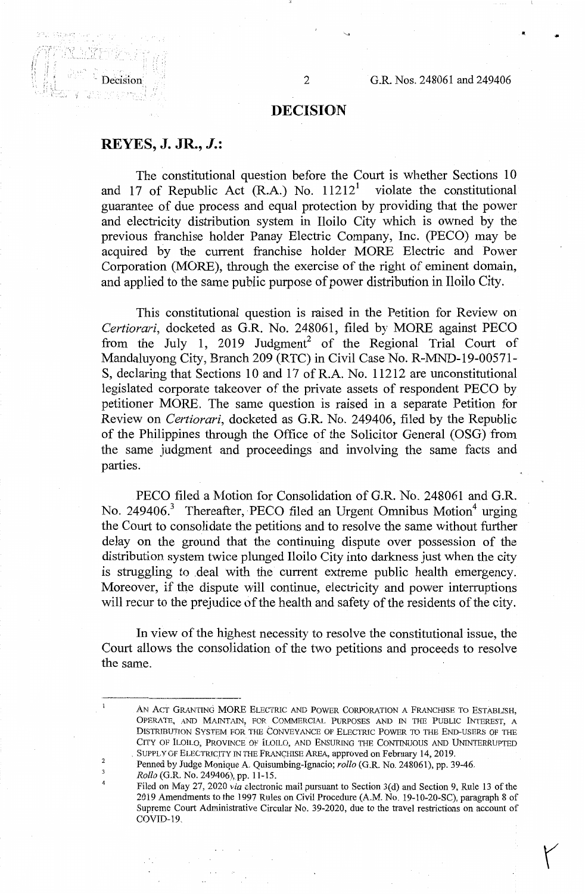# DECISION

## REYES, J. JR., *J.*:

The constitutional question before the Court is whether Sections 10 and 17 of Republic Act (R.A.) No. 11212[1] violate the constitutional guarantee of due process and equal protection by providing that the power and electricity distribution system in Iloilo City which is owned by the previous franchise holder Panay Electric Company, Inc. (PECO) may be acquired by the current franchise holder MORE Electric and Power Corporation (MORE), through the exercise of the right of eminent domain, and applied to the same public purpose of power distribution in Iloilo City.

This constitutional question is raised in the Petition for Review on *Certiorari*, docketed as G.R. No. 248061, filed by MORE against PECO from the July 1, 2019 Judgment[2] of the Regional Trial Court of Mandaluyong City, Branch 209 (RTC) in Civil Case No. R-MND-19-00571-S, declaring that Sections 10 and 17 of R.A. No. 11212 are unconstitutional legislated corporate takeover of the private assets of respondent PECO by petitioner MORE. The same question is raised in a separate Petition for Review on *Certiorari*, docketed as G.R. No. 249406, filed by the Republic of the Philippines through the Office of the Solicitor General (OSG) from the same judgment and proceedings and involving the same facts and parties.

PECO filed a Motion for Consolidation of G.R. No. 248061 and G.R. No. 249406.[3] Thereafter, PECO filed an Urgent Omnibus Motion[4] urging the Court to consolidate the petitions and to resolve the same without further delay on the ground that the continuing dispute over possession of the distribution system twice plunged Iloilo City into darkness just when the city is struggling to deal with the current extreme public health emergency. Moreover, if the dispute will continue, electricity and power interruptions will recur to the prejudice of the health and safety of the residents of the city.

In view of the highest necessity to resolve the constitutional issue, the Court allows the consolidation of the two petitions and proceeds to resolve the same.

---

[1] AN ACT GRANTING MORE ELECTRIC AND POWER CORPORATION A FRANCHISE TO ESTABLISH, OPERATE, AND MAINTAIN, FOR COMMERCIAL PURPOSES AND IN THE PUBLIC INTEREST, A DISTRIBUTION SYSTEM FOR THE CONVEYANCE OF ELECTRIC POWER TO THE END-USERS OF THE CITY OF ILOILO, PROVINCE OF ILOILO, AND ENSURING THE CONTINUOUS AND UNINTERRUPTED SUPPLY OF ELECTRICITY IN THE FRANCHISE AREA, approved on February 14, 2019.

[2] Penned by Judge Monique A. Quisumbing-Ignacio; *rollo* (G.R. No. 248061), pp. 39-46.

[3] *Rollo* (G.R. No. 249406), pp. 11-15.

[4] Filed on May 27, 2020 *via* electronic mail pursuant to Section 3(d) and Section 9, Rule 13 of the 2019 Amendments to the 1997 Rules on Civil Procedure (A.M. No. 19-10-20-SC), paragraph 8 of Supreme Court Administrative Circular No. 39-2020, due to the travel restrictions on account of COVID-19.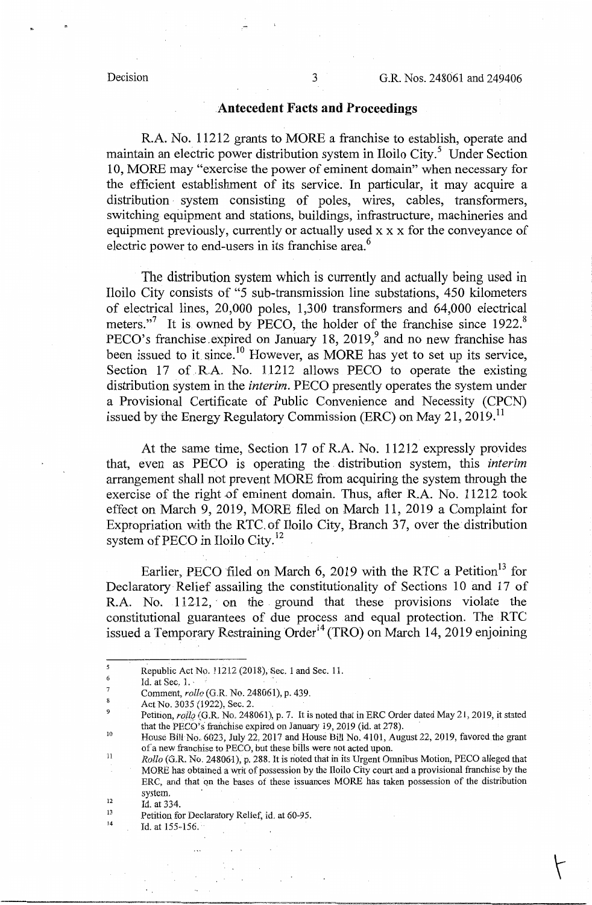## Antecedent Facts and Proceedings

R.A. No. 11212 grants to MORE a franchise to establish, operate and maintain an electric power distribution system in Iloilo City.[5] Under Section 10, MORE may "exercise the power of eminent domain" when necessary for the efficient establishment of its service. In particular, it may acquire a distribution system consisting of poles, wires, cables, transformers, switching equipment and stations, buildings, infrastructure, machineries and equipment previously, currently or actually used x x x for the conveyance of electric power to end-users in its franchise area.[6]

The distribution system which is currently and actually being used in Iloilo City consists of "5 sub-transmission line substations, 450 kilometers of electrical lines, 20,000 poles, 1,300 transformers and 64,000 electrical meters."[7] It is owned by PECO, the holder of the franchise since 1922.[8] PECO's franchise expired on January 18, 2019,[9] and no new franchise has been issued to it since.[10] However, as MORE has yet to set up its service, Section 17 of R.A. No. 11212 allows PECO to operate the existing distribution system in the *interim*. PECO presently operates the system under a Provisional Certificate of Public Convenience and Necessity (CPCN) issued by the Energy Regulatory Commission (ERC) on May 21, 2019.[11]

At the same time, Section 17 of R.A. No. 11212 expressly provides that, even as PECO is operating the distribution system, this *interim* arrangement shall not prevent MORE from acquiring the system through the exercise of the right of eminent domain. Thus, after R.A. No. 11212 took effect on March 9, 2019, MORE filed on March 11, 2019 a Complaint for Expropriation with the RTC of Iloilo City, Branch 37, over the distribution system of PECO in Iloilo City.[12]

Earlier, PECO filed on March 6, 2019 with the RTC a Petition[13] for Declaratory Relief assailing the constitutionality of Sections 10 and 17 of R.A. No. 11212, on the ground that these provisions violate the constitutional guarantees of due process and equal protection. The RTC issued a Temporary Restraining Order[14] (TRO) on March 14, 2019 enjoining

---

[5] Republic Act No. 11212 (2018), Sec. 1 and Sec. 11.

[6] Id. at Sec. 1.

[7] Comment, *rollo* (G.R. No. 248061), p. 439.

[8] Act No. 3035 (1922), Sec. 2.

[9] Petition, *rollo* (G.R. No. 248061), p. 7. It is noted that in ERC Order dated May 21, 2019, it stated that the PECO's franchise expired on January 19, 2019 (id. at 278).

[10] House Bill No. 6023, July 22, 2017 and House Bill No. 4101, August 22, 2019, favored the grant of a new franchise to PECO, but these bills were not acted upon.

[11] *Rollo* (G.R. No. 248061), p. 288. It is noted that in its Urgent Omnibus Motion, PECO alleged that MORE has obtained a writ of possession by the Iloilo City court and a provisional franchise by the ERC, and that on the bases of these issuances MORE has taken possession of the distribution system.

[12] Id. at 334.

[13] Petition for Declaratory Relief, id. at 60-95.

[14] Id. at 155-156.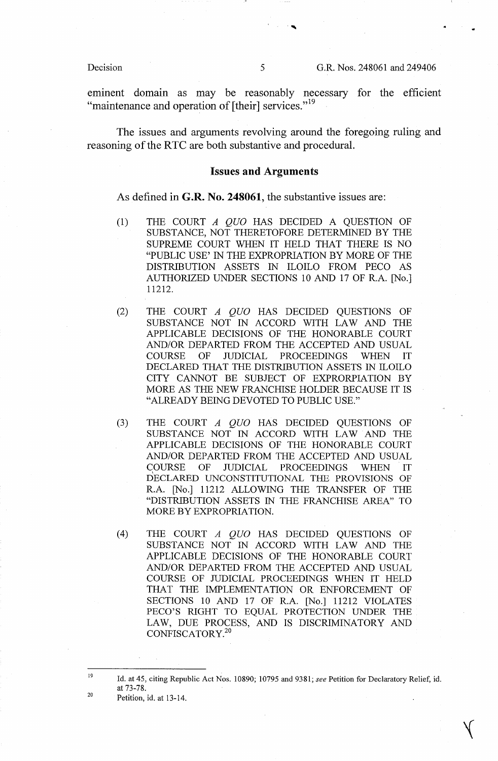eminent domain as may be reasonably necessary for the efficient "maintenance and operation of [their] services."[19]

The issues and arguments revolving around the foregoing ruling and reasoning of the RTC are both substantive and procedural.

## Issues and Arguments

As defined in **G.R. No. 248061**, the substantive issues are:

(1) THE COURT *A QUO* HAS DECIDED A QUESTION OF SUBSTANCE, NOT THERETOFORE DETERMINED BY THE SUPREME COURT WHEN IT HELD THAT THERE IS NO "PUBLIC USE' IN THE EXPROPRIATION BY MORE OF THE DISTRIBUTION ASSETS IN ILOILO FROM PECO AS AUTHORIZED UNDER SECTIONS 10 AND 17 OF R.A. [No.] 11212.

(2) THE COURT *A QUO* HAS DECIDED QUESTIONS OF SUBSTANCE NOT IN ACCORD WITH LAW AND THE APPLICABLE DECISIONS OF THE HONORABLE COURT AND/OR DEPARTED FROM THE ACCEPTED AND USUAL COURSE OF JUDICIAL PROCEEDINGS WHEN IT DECLARED THAT THE DISTRIBUTION ASSETS IN ILOILO CITY CANNOT BE SUBJECT OF EXPRORPIATION BY MORE AS THE NEW FRANCHISE HOLDER BECAUSE IT IS "ALREADY BEING DEVOTED TO PUBLIC USE."

(3) THE COURT *A QUO* HAS DECIDED QUESTIONS OF SUBSTANCE NOT IN ACCORD WITH LAW AND THE APPLICABLE DECISIONS OF THE HONORABLE COURT AND/OR DEPARTED FROM THE ACCEPTED AND USUAL COURSE OF JUDICIAL PROCEEDINGS WHEN IT DECLARED UNCONSTITUTIONAL THE PROVISIONS OF R.A. [No.] 11212 ALLOWING THE TRANSFER OF THE "DISTRIBUTION ASSETS IN THE FRANCHISE AREA" TO MORE BY EXPROPRIATION.

(4) THE COURT *A QUO* HAS DECIDED QUESTIONS OF SUBSTANCE NOT IN ACCORD WITH LAW AND THE APPLICABLE DECISIONS OF THE HONORABLE COURT AND/OR DEPARTED FROM THE ACCEPTED AND USUAL COURSE OF JUDICIAL PROCEEDINGS WHEN IT HELD THAT THE IMPLEMENTATION OR ENFORCEMENT OF SECTIONS 10 AND 17 OF R.A. [No.] 11212 VIOLATES PECO'S RIGHT TO EQUAL PROTECTION UNDER THE LAW, DUE PROCESS, AND IS DISCRIMINATORY AND CONFISCATORY.[20]

---

[19] Id. at 45, citing Republic Act Nos. 10890; 10795 and 9381; *see* Petition for Declaratory Relief, id. at 73-78.

[20] Petition, id. at 13-14.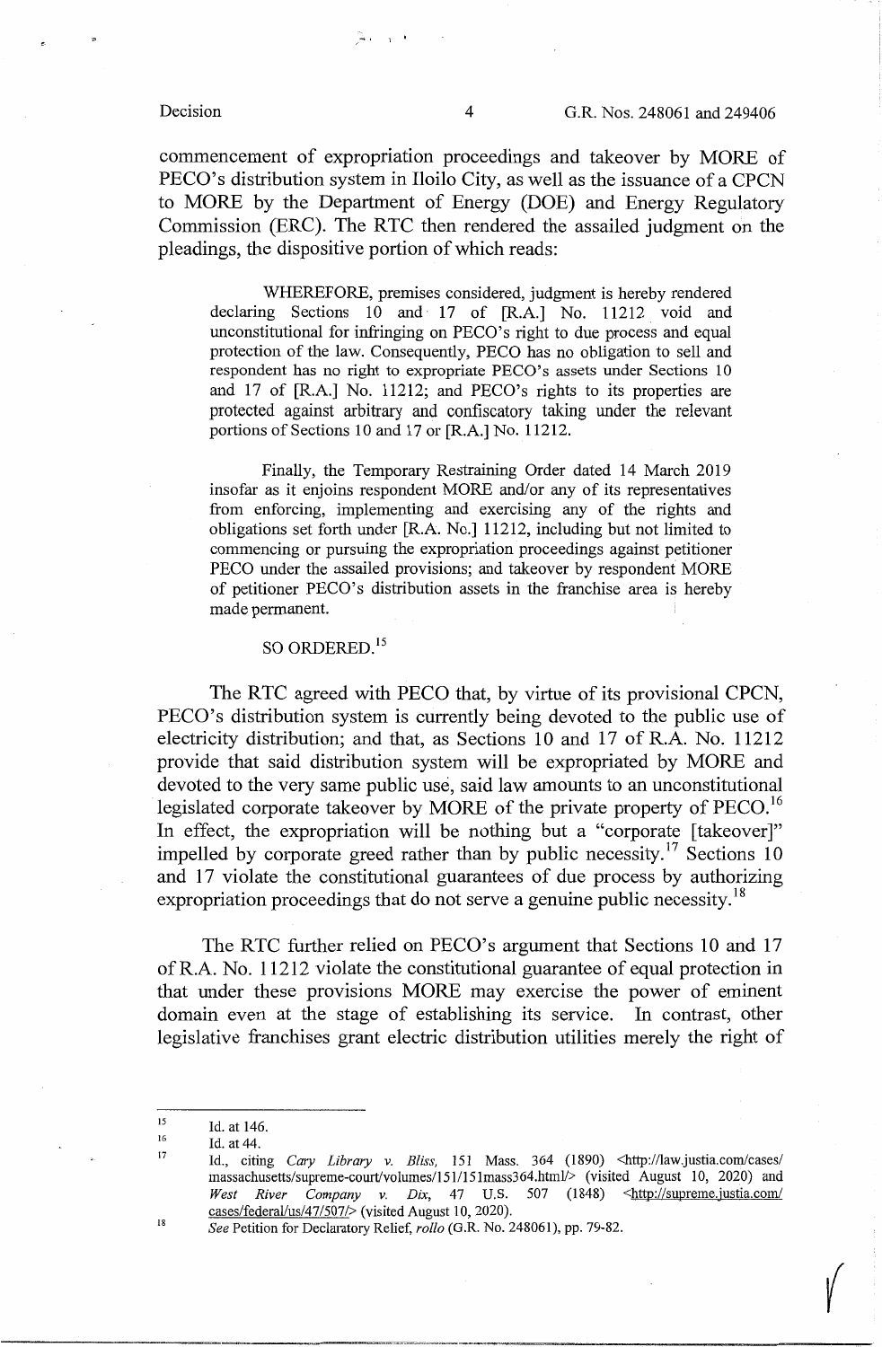commencement of expropriation proceedings and takeover by MORE of PECO's distribution system in Iloilo City, as well as the issuance of a CPCN to MORE by the Department of Energy (DOE) and Energy Regulatory Commission (ERC). The RTC then rendered the assailed judgment on the pleadings, the dispositive portion of which reads:

> WHEREFORE, premises considered, judgment is hereby rendered declaring Sections 10 and 17 of [R.A.] No. 11212 void and unconstitutional for infringing on PECO's right to due process and equal protection of the law. Consequently, PECO has no obligation to sell and respondent has no right to expropriate PECO's assets under Sections 10 and 17 of [R.A.] No. 11212; and PECO's rights to its properties are protected against arbitrary and confiscatory taking under the relevant portions of Sections 10 and 17 or [R.A.] No. 11212.
>
> Finally, the Temporary Restraining Order dated 14 March 2019 insofar as it enjoins respondent MORE and/or any of its representatives from enforcing, implementing and exercising any of the rights and obligations set forth under [R.A. No.] 11212, including but not limited to commencing or pursuing the expropriation proceedings against petitioner PECO under the assailed provisions; and takeover by respondent MORE of petitioner PECO's distribution assets in the franchise area is hereby made permanent.
>
> SO ORDERED.[15]

The RTC agreed with PECO that, by virtue of its provisional CPCN, PECO's distribution system is currently being devoted to the public use of electricity distribution; and that, as Sections 10 and 17 of R.A. No. 11212 provide that said distribution system will be expropriated by MORE and devoted to the very same public use, said law amounts to an unconstitutional legislated corporate takeover by MORE of the private property of PECO.[16] In effect, the expropriation will be nothing but a "corporate [takeover]" impelled by corporate greed rather than by public necessity.[17] Sections 10 and 17 violate the constitutional guarantees of due process by authorizing expropriation proceedings that do not serve a genuine public necessity.[18]

The RTC further relied on PECO's argument that Sections 10 and 17 of R.A. No. 11212 violate the constitutional guarantee of equal protection in that under these provisions MORE may exercise the power of eminent domain even at the stage of establishing its service. In contrast, other legislative franchises grant electric distribution utilities merely the right of

---

[15] Id. at 146.

[16] Id. at 44.

[17] Id., citing *Cary Library v. Bliss,* 151 Mass. 364 (1890) <http://law.justia.com/cases/massachusetts/supreme-court/volumes/151/151mass364.html/> (visited August 10, 2020) and *West River Company v. Dix,* 47 U.S. 507 (1848) <http://supreme.justia.com/cases/federal/us/47/507/> (visited August 10, 2020).

[18] *See* Petition for Declaratory Relief, *rollo* (G.R. No. 248061), pp. 79-82.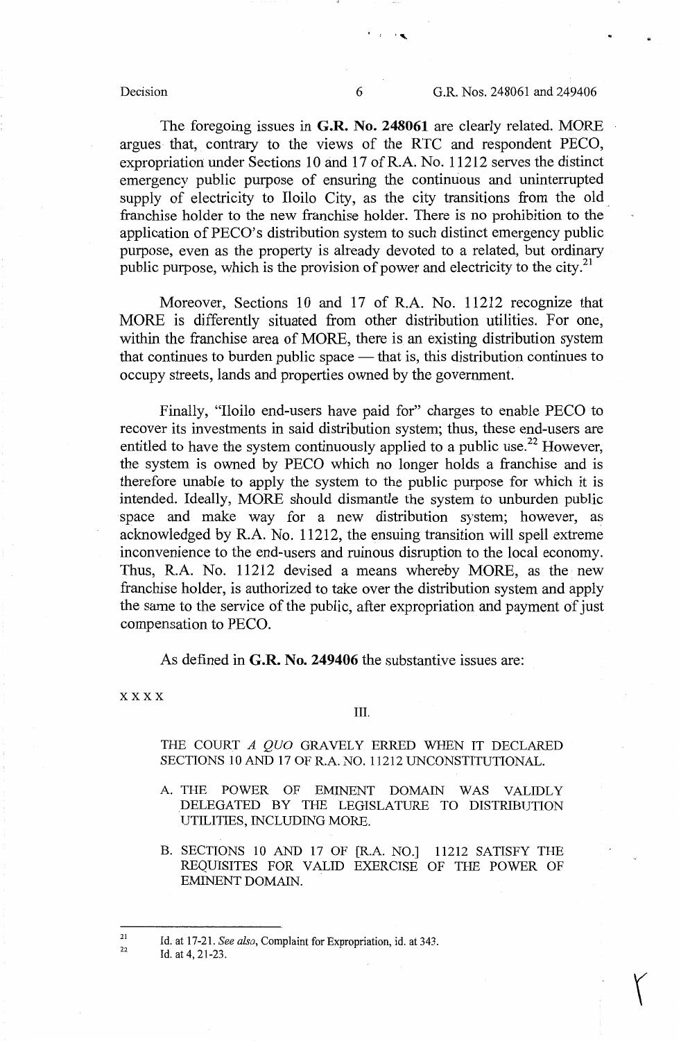The foregoing issues in **G.R. No. 248061** are clearly related. MORE argues that, contrary to the views of the RTC and respondent PECO, expropriation under Sections 10 and 17 of R.A. No. 11212 serves the distinct emergency public purpose of ensuring the continuous and uninterrupted supply of electricity to Iloilo City, as the city transitions from the old franchise holder to the new franchise holder. There is no prohibition to the application of PECO's distribution system to such distinct emergency public purpose, even as the property is already devoted to a related, but ordinary public purpose, which is the provision of power and electricity to the city.[21]

Moreover, Sections 10 and 17 of R.A. No. 11212 recognize that MORE is differently situated from other distribution utilities. For one, within the franchise area of MORE, there is an existing distribution system that continues to burden public space — that is, this distribution continues to occupy streets, lands and properties owned by the government.

Finally, "Iloilo end-users have paid for" charges to enable PECO to recover its investments in said distribution system; thus, these end-users are entitled to have the system continuously applied to a public use.[22] However, the system is owned by PECO which no longer holds a franchise and is therefore unable to apply the system to the public purpose for which it is intended. Ideally, MORE should dismantle the system to unburden public space and make way for a new distribution system; however, as acknowledged by R.A. No. 11212, the ensuing transition will spell extreme inconvenience to the end-users and ruinous disruption to the local economy. Thus, R.A. No. 11212 devised a means whereby MORE, as the new franchise holder, is authorized to take over the distribution system and apply the same to the service of the public, after expropriation and payment of just compensation to PECO.

As defined in **G.R. No. 249406** the substantive issues are:

x x x x

III.

THE COURT *A QUO* GRAVELY ERRED WHEN IT DECLARED SECTIONS 10 AND 17 OF R.A. NO. 11212 UNCONSTITUTIONAL.

A. THE POWER OF EMINENT DOMAIN WAS VALIDLY DELEGATED BY THE LEGISLATURE TO DISTRIBUTION UTILITIES, INCLUDING MORE.

B. SECTIONS 10 AND 17 OF [R.A. NO.] 11212 SATISFY THE REQUISITES FOR VALID EXERCISE OF THE POWER OF EMINENT DOMAIN.

---

[21] Id. at 17-21. *See also*, Complaint for Expropriation, id. at 343.

[22] Id. at 4, 21-23.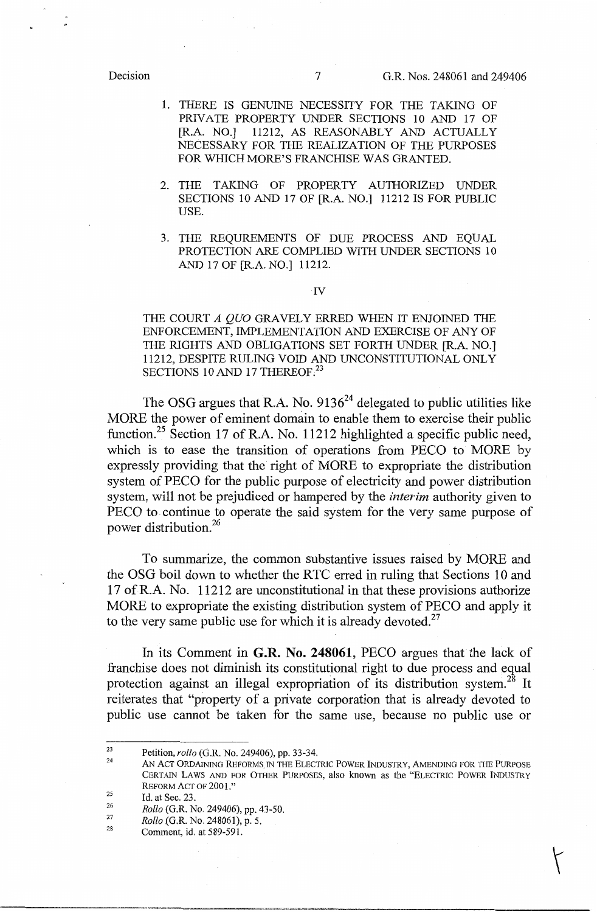1. THERE IS GENUINE NECESSITY FOR THE TAKING OF PRIVATE PROPERTY UNDER SECTIONS 10 AND 17 OF [R.A. NO.] 11212, AS REASONABLY AND ACTUALLY NECESSARY FOR THE REALIZATION OF THE PURPOSES FOR WHICH MORE'S FRANCHISE WAS GRANTED.

2. THE TAKING OF PROPERTY AUTHORIZED UNDER SECTIONS 10 AND 17 OF [R.A. NO.] 11212 IS FOR PUBLIC USE.

3. THE REQUREMENTS OF DUE PROCESS AND EQUAL PROTECTION ARE COMPLIED WITH UNDER SECTIONS 10 AND 17 OF [R.A. NO.] 11212.

IV

THE COURT *A QUO* GRAVELY ERRED WHEN IT ENJOINED THE ENFORCEMENT, IMPLEMENTATION AND EXERCISE OF ANY OF THE RIGHTS AND OBLIGATIONS SET FORTH UNDER [R.A. NO.] 11212, DESPITE RULING VOID AND UNCONSTITUTIONAL ONLY SECTIONS 10 AND 17 THEREOF.[23]

The OSG argues that R.A. No. 9136[24] delegated to public utilities like MORE the power of eminent domain to enable them to exercise their public function.[25] Section 17 of R.A. No. 11212 highlighted a specific public need, which is to ease the transition of operations from PECO to MORE by expressly providing that the right of MORE to expropriate the distribution system of PECO for the public purpose of electricity and power distribution system, will not be prejudiced or hampered by the *interim* authority given to PECO to continue to operate the said system for the very same purpose of power distribution.[26]

To summarize, the common substantive issues raised by MORE and the OSG boil down to whether the RTC erred in ruling that Sections 10 and 17 of R.A. No. 11212 are unconstitutional in that these provisions authorize MORE to expropriate the existing distribution system of PECO and apply it to the very same public use for which it is already devoted.[27]

In its Comment in **G.R. No. 248061**, PECO argues that the lack of franchise does not diminish its constitutional right to due process and equal protection against an illegal expropriation of its distribution system.[28] It reiterates that "property of a private corporation that is already devoted to public use cannot be taken for the same use, because no public use or

---

[23] Petition, *rollo* (G.R. No. 249406), pp. 33-34.

[24] AN ACT ORDAINING REFORMS IN THE ELECTRIC POWER INDUSTRY, AMENDING FOR THE PURPOSE CERTAIN LAWS AND FOR OTHER PURPOSES, also known as the "ELECTRIC POWER INDUSTRY REFORM ACT OF 2001."

[25] Id. at Sec. 23.

[26] *Rollo* (G.R. No. 249406), pp. 43-50.

[27] *Rollo* (G.R. No. 248061), p. 5.

[28] Comment, id. at 589-591.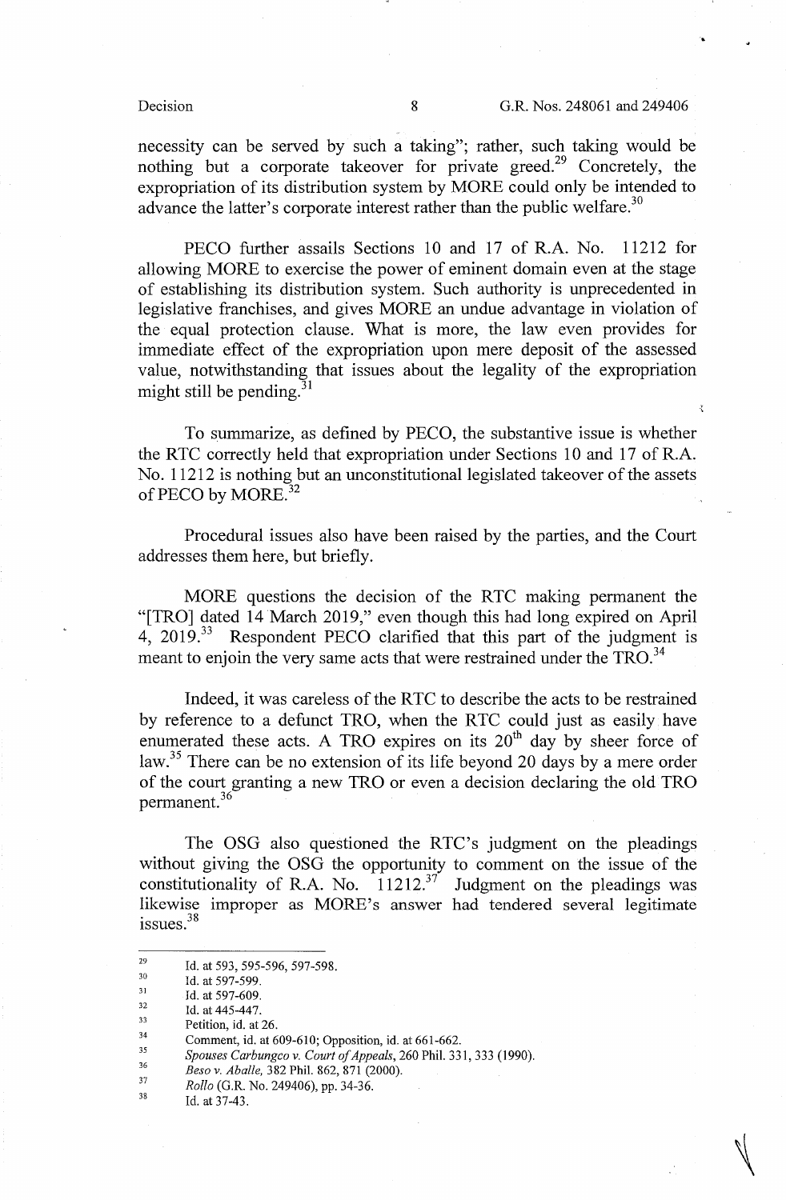necessity can be served by such a taking"; rather, such taking would be nothing but a corporate takeover for private greed.[29] Concretely, the expropriation of its distribution system by MORE could only be intended to advance the latter's corporate interest rather than the public welfare.[30]

PECO further assails Sections 10 and 17 of R.A. No. 11212 for allowing MORE to exercise the power of eminent domain even at the stage of establishing its distribution system. Such authority is unprecedented in legislative franchises, and gives MORE an undue advantage in violation of the equal protection clause. What is more, the law even provides for immediate effect of the expropriation upon mere deposit of the assessed value, notwithstanding that issues about the legality of the expropriation might still be pending.[31]

To summarize, as defined by PECO, the substantive issue is whether the RTC correctly held that expropriation under Sections 10 and 17 of R.A. No. 11212 is nothing but an unconstitutional legislated takeover of the assets of PECO by MORE.[32]

Procedural issues also have been raised by the parties, and the Court addresses them here, but briefly.

MORE questions the decision of the RTC making permanent the "[TRO] dated 14 March 2019," even though this had long expired on April 4, 2019.[33] Respondent PECO clarified that this part of the judgment is meant to enjoin the very same acts that were restrained under the TRO.[34]

Indeed, it was careless of the RTC to describe the acts to be restrained by reference to a defunct TRO, when the RTC could just as easily have enumerated these acts. A TRO expires on its 20th day by sheer force of law.[35] There can be no extension of its life beyond 20 days by a mere order of the court granting a new TRO or even a decision declaring the old TRO permanent.[36]

The OSG also questioned the RTC's judgment on the pleadings without giving the OSG the opportunity to comment on the issue of the constitutionality of R.A. No. 11212.[37] Judgment on the pleadings was likewise improper as MORE's answer had tendered several legitimate issues.[38]

---

[29] Id. at 593, 595-596, 597-598.

[30] Id. at 597-599.

[31] Id. at 597-609.

[32] Id. at 445-447.

[33] Petition, id. at 26.

[34] Comment, id. at 609-610; Opposition, id. at 661-662.

[35] *Spouses Carbungco v. Court of Appeals*, 260 Phil. 331, 333 (1990).

[36] *Beso v. Aballe*, 382 Phil. 862, 871 (2000).

[37] *Rollo* (G.R. No. 249406), pp. 34-36.

[38] Id. at 37-43.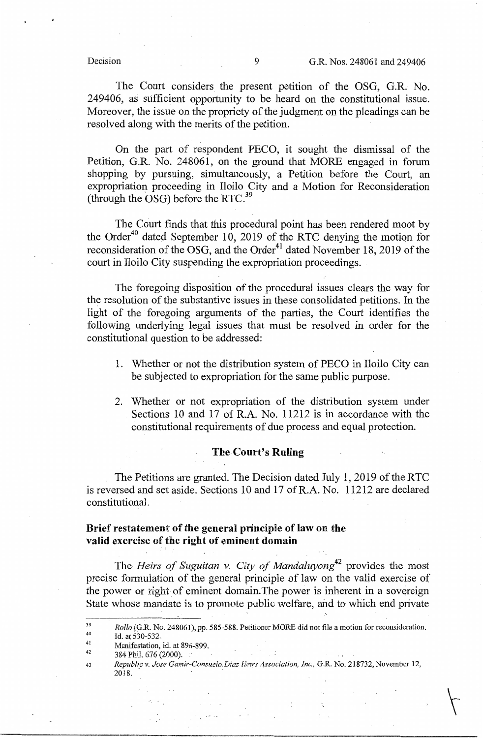The Court considers the present petition of the OSG, G.R. No. 249406, as sufficient opportunity to be heard on the constitutional issue. Moreover, the issue on the propriety of the judgment on the pleadings can be resolved along with the merits of the petition.

On the part of respondent PECO, it sought the dismissal of the Petition, G.R. No. 248061, on the ground that MORE engaged in forum shopping by pursuing, simultaneously, a Petition before the Court, an expropriation proceeding in Iloilo City and a Motion for Reconsideration (through the OSG) before the RTC.[39]

The Court finds that this procedural point has been rendered moot by the Order[40] dated September 10, 2019 of the RTC denying the motion for reconsideration of the OSG, and the Order[41] dated November 18, 2019 of the court in Iloilo City suspending the expropriation proceedings.

The foregoing disposition of the procedural issues clears the way for the resolution of the substantive issues in these consolidated petitions. In the light of the foregoing arguments of the parties, the Court identifies the following underlying legal issues that must be resolved in order for the constitutional question to be addressed:

1. Whether or not the distribution system of PECO in Iloilo City can be subjected to expropriation for the same public purpose.

2. Whether or not expropriation of the distribution system under Sections 10 and 17 of R.A. No. 11212 is in accordance with the constitutional requirements of due process and equal protection.

## The Court's Ruling

The Petitions are granted. The Decision dated July 1, 2019 of the RTC is reversed and set aside. Sections 10 and 17 of R.A. No. 11212 are declared constitutional.

### Brief restatement of the general principle of law on the valid exercise of the right of eminent domain

The *Heirs of Suguitan v. City of Mandaluyong*[42] provides the most precise formulation of the general principle of law on the valid exercise of the power or right of eminent domain. The power is inherent in a sovereign State whose mandate is to promote public welfare, and to which end private

---

[39] *Rollo* (G.R. No. 248061), pp. 585-588. Petitioner MORE did not file a motion for reconsideration.

[40] Id. at 530-532.

[41] Manifestation, id. at 896-899.

[42] 384 Phil. 676 (2000).

[43] *Republic v. Jose Gamir-Consuelo Diaz Heirs Association, Inc.*, G.R. No. 218732, November 12, 2018.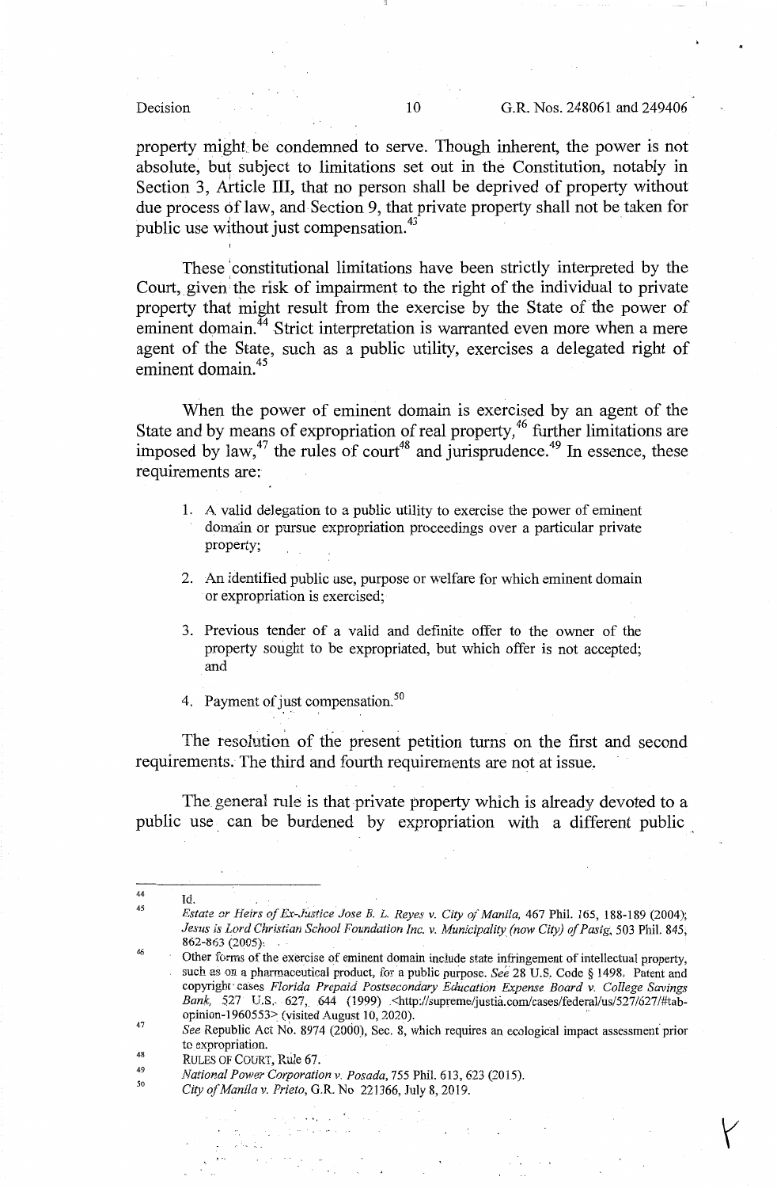property might be condemned to serve. Though inherent, the power is not absolute, but subject to limitations set out in the Constitution, notably in Section 3, Article III, that no person shall be deprived of property without due process of law, and Section 9, that private property shall not be taken for public use without just compensation.[43]

These constitutional limitations have been strictly interpreted by the Court, given the risk of impairment to the right of the individual to private property that might result from the exercise by the State of the power of eminent domain.[44] Strict interpretation is warranted even more when a mere agent of the State, such as a public utility, exercises a delegated right of eminent domain.[45]

When the power of eminent domain is exercised by an agent of the State and by means of expropriation of real property,[46] further limitations are imposed by law,[47] the rules of court[48] and jurisprudence.[49] In essence, these requirements are:

1. A valid delegation to a public utility to exercise the power of eminent domain or pursue expropriation proceedings over a particular private property;
2. An identified public use, purpose or welfare for which eminent domain or expropriation is exercised;
3. Previous tender of a valid and definite offer to the owner of the property sought to be expropriated, but which offer is not accepted; and
4. Payment of just compensation.[50]

The resolution of the present petition turns on the first and second requirements. The third and fourth requirements are not at issue.

The general rule is that private property which is already devoted to a public use can be burdened by expropriation with a different public

---

[44] Id.

[45] *Estate or Heirs of Ex-Justice Jose B. L. Reyes v. City of Manila*, 467 Phil. 165, 188-189 (2004); *Jesus is Lord Christian School Foundation Inc. v. Municipality (now City) of Pasig*, 503 Phil. 845, 862-863 (2005).

[46] Other forms of the exercise of eminent domain include state infringement of intellectual property, such as on a pharmaceutical product, for a public purpose. *See* 28 U.S. Code § 1498. Patent and copyright cases *Florida Prepaid Postsecondary Education Expense Board v. College Savings Bank*, 527 U.S. 627, 644 (1999) <http://supreme/justia.com/cases/federal/us/527/627/#tab-opinion-1960553> (visited August 10, 2020).

[47] *See* Republic Act No. 8974 (2000), Sec. 8, which requires an ecological impact assessment prior to expropriation.

[48] RULES OF COURT, Rule 67.

[49] *National Power Corporation v. Posada*, 755 Phil. 613, 623 (2015).

[50] *City of Manila v. Prieto*, G.R. No 221366, July 8, 2019.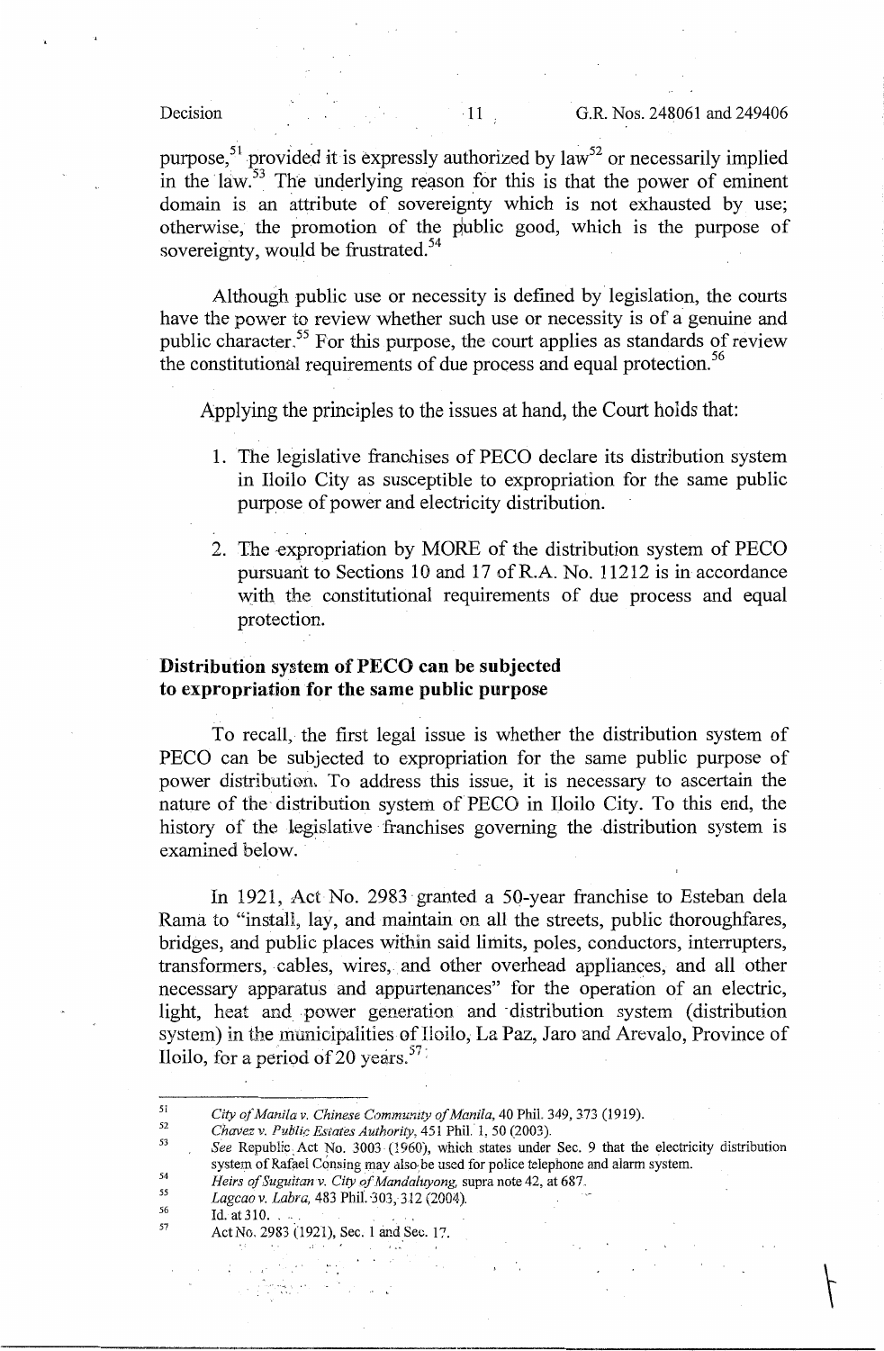purpose,[51] provided it is expressly authorized by law[52] or necessarily implied in the law.[53] The underlying reason for this is that the power of eminent domain is an attribute of sovereignty which is not exhausted by use; otherwise, the promotion of the public good, which is the purpose of sovereignty, would be frustrated.[54]

Although public use or necessity is defined by legislation, the courts have the power to review whether such use or necessity is of a genuine and public character.[55] For this purpose, the court applies as standards of review the constitutional requirements of due process and equal protection.[56]

Applying the principles to the issues at hand, the Court holds that:

1. The legislative franchises of PECO declare its distribution system in Iloilo City as susceptible to expropriation for the same public purpose of power and electricity distribution.

2. The expropriation by MORE of the distribution system of PECO pursuant to Sections 10 and 17 of R.A. No. 11212 is in accordance with the constitutional requirements of due process and equal protection.

**Distribution system of PECO can be subjected to expropriation for the same public purpose**

To recall, the first legal issue is whether the distribution system of PECO can be subjected to expropriation for the same public purpose of power distribution. To address this issue, it is necessary to ascertain the nature of the distribution system of PECO in Iloilo City. To this end, the history of the legislative franchises governing the distribution system is examined below.

In 1921, Act No. 2983 granted a 50-year franchise to Esteban dela Rama to "install, lay, and maintain on all the streets, public thoroughfares, bridges, and public places within said limits, poles, conductors, interrupters, transformers, cables, wires, and other overhead appliances, and all other necessary apparatus and appurtenances" for the operation of an electric, light, heat and power generation and distribution system (distribution system) in the municipalities of Iloilo, La Paz, Jaro and Arevalo, Province of Iloilo, for a period of 20 years.[57]

---

[51] *City of Manila v. Chinese Community of Manila*, 40 Phil. 349, 373 (1919).

[52] *Chavez v. Public Estates Authority*, 451 Phil. 1, 50 (2003).

[53] *See* Republic Act No. 3003 (1960), which states under Sec. 9 that the electricity distribution system of Rafael Consing may also be used for police telephone and alarm system.

[54] *Heirs of Suguitan v. City of Mandaluyong*, supra note 42, at 687.

[55] *Lagcao v. Labra*, 483 Phil. 303, 312 (2004).

[56] Id. at 310.

[57] Act No. 2983 (1921), Sec. 1 and Sec. 17.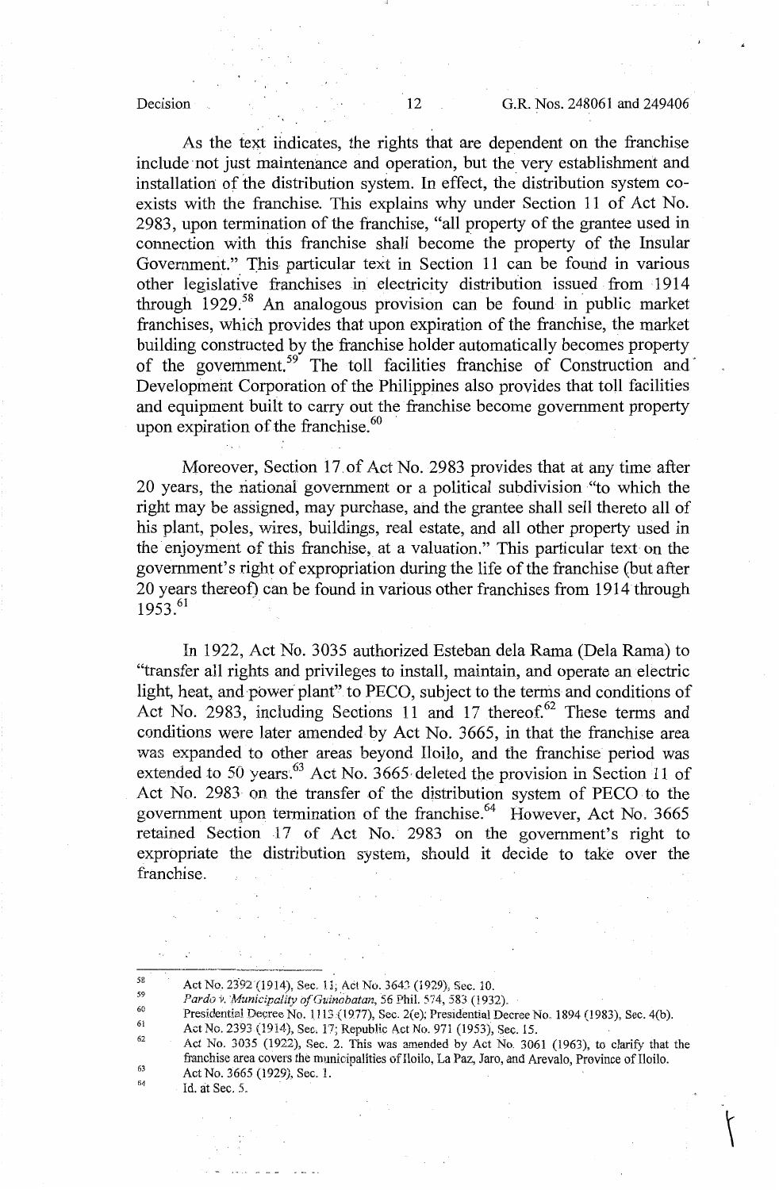As the text indicates, the rights that are dependent on the franchise include not just maintenance and operation, but the very establishment and installation of the distribution system. In effect, the distribution system co-exists with the franchise. This explains why under Section 11 of Act No. 2983, upon termination of the franchise, "all property of the grantee used in connection with this franchise shall become the property of the Insular Government." This particular text in Section 11 can be found in various other legislative franchises in electricity distribution issued from 1914 through 1929.[58] An analogous provision can be found in public market franchises, which provides that upon expiration of the franchise, the market building constructed by the franchise holder automatically becomes property of the government.[59] The toll facilities franchise of Construction and Development Corporation of the Philippines also provides that toll facilities and equipment built to carry out the franchise become government property upon expiration of the franchise.[60]

Moreover, Section 17 of Act No. 2983 provides that at any time after 20 years, the national government or a political subdivision "to which the right may be assigned, may purchase, and the grantee shall sell thereto all of his plant, poles, wires, buildings, real estate, and all other property used in the enjoyment of this franchise, at a valuation." This particular text on the government's right of expropriation during the life of the franchise (but after 20 years thereof) can be found in various other franchises from 1914 through 1953.[61]

In 1922, Act No. 3035 authorized Esteban dela Rama (Dela Rama) to "transfer all rights and privileges to install, maintain, and operate an electric light, heat, and power plant" to PECO, subject to the terms and conditions of Act No. 2983, including Sections 11 and 17 thereof.[62] These terms and conditions were later amended by Act No. 3665, in that the franchise area was expanded to other areas beyond Iloilo, and the franchise period was extended to 50 years.[63] Act No. 3665 deleted the provision in Section 11 of Act No. 2983 on the transfer of the distribution system of PECO to the government upon termination of the franchise.[64] However, Act No. 3665 retained Section 17 of Act No. 2983 on the government's right to expropriate the distribution system, should it decide to take over the franchise.

---

[58] Act No. 2392 (1914), Sec. 11; Act No. 3643 (1929), Sec. 10.

[59] *Pardo v. Municipality of Guinobatan*, 56 Phil. 574, 583 (1932).

[60] Presidential Decree No. 1113 (1977), Sec. 2(e); Presidential Decree No. 1894 (1983), Sec. 4(b).

[61] Act No. 2393 (1914), Sec. 17; Republic Act No. 971 (1953), Sec. 15.

[62] Act No. 3035 (1922), Sec. 2. This was amended by Act No. 3061 (1963), to clarify that the franchise area covers the municipalities of Iloilo, La Paz, Jaro, and Arevalo, Province of Iloilo.

[63] Act No. 3665 (1929), Sec. 1.

[64] Id. at Sec. 5.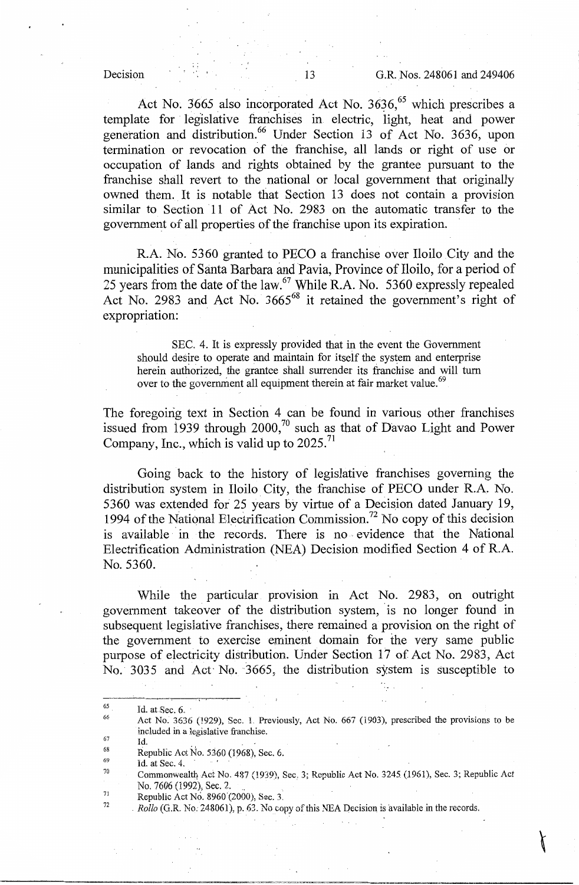Act No. 3665 also incorporated Act No. 3636,[65] which prescribes a template for legislative franchises in electric, light, heat and power generation and distribution.[66] Under Section 13 of Act No. 3636, upon termination or revocation of the franchise, all lands or right of use or occupation of lands and rights obtained by the grantee pursuant to the franchise shall revert to the national or local government that originally owned them. It is notable that Section 13 does not contain a provision similar to Section 11 of Act No. 2983 on the automatic transfer to the government of all properties of the franchise upon its expiration.

R.A. No. 5360 granted to PECO a franchise over Iloilo City and the municipalities of Santa Barbara and Pavia, Province of Iloilo, for a period of 25 years from the date of the law.[67] While R.A. No. 5360 expressly repealed Act No. 2983 and Act No. 3665[68] it retained the government's right of expropriation:

> SEC. 4. It is expressly provided that in the event the Government should desire to operate and maintain for itself the system and enterprise herein authorized, the grantee shall surrender its franchise and will turn over to the government all equipment therein at fair market value.[69]

The foregoing text in Section 4 can be found in various other franchises issued from 1939 through 2000,[70] such as that of Davao Light and Power Company, Inc., which is valid up to 2025.[71]

Going back to the history of legislative franchises governing the distribution system in Iloilo City, the franchise of PECO under R.A. No. 5360 was extended for 25 years by virtue of a Decision dated January 19, 1994 of the National Electrification Commission.[72] No copy of this decision is available in the records. There is no evidence that the National Electrification Administration (NEA) Decision modified Section 4 of R.A. No. 5360.

While the particular provision in Act No. 2983, on outright government takeover of the distribution system, is no longer found in subsequent legislative franchises, there remained a provision on the right of the government to exercise eminent domain for the very same public purpose of electricity distribution. Under Section 17 of Act No. 2983, Act No. 3035 and Act No. 3665, the distribution system is susceptible to

---

[65] Id. at Sec. 6.

[66] Act No. 3636 (1929), Sec. 1. Previously, Act No. 667 (1903), prescribed the provisions to be included in a legislative franchise.

[67] Id.

[68] Republic Act No. 5360 (1968), Sec. 6.

[69] Id. at Sec. 4.

[70] Commonwealth Act No. 487 (1939), Sec. 3; Republic Act No. 3245 (1961), Sec. 3; Republic Act No. 7606 (1992), Sec. 2.

[71] Republic Act No. 8960 (2000), Sec. 3.

[72] *Rollo* (G.R. No. 248061), p. 63. No copy of this NEA Decision is available in the records.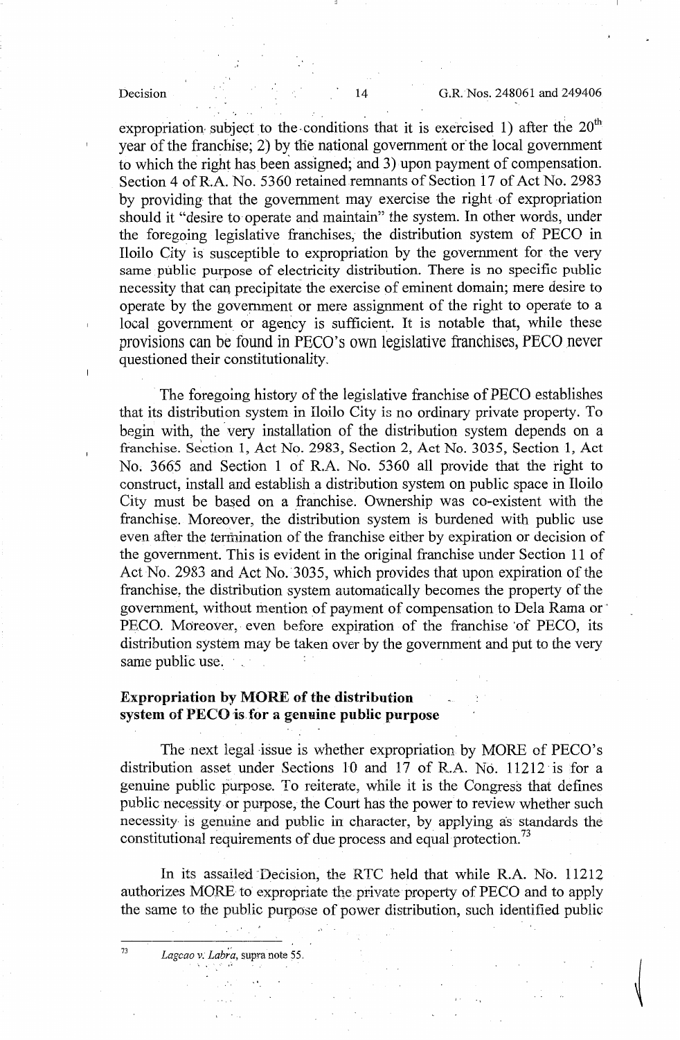expropriation subject to the conditions that it is exercised 1) after the 20th year of the franchise; 2) by the national government or the local government to which the right has been assigned; and 3) upon payment of compensation. Section 4 of R.A. No. 5360 retained remnants of Section 17 of Act No. 2983 by providing that the government may exercise the right of expropriation should it "desire to operate and maintain" the system. In other words, under the foregoing legislative franchises, the distribution system of PECO in Iloilo City is susceptible to expropriation by the government for the very same public purpose of electricity distribution. There is no specific public necessity that can precipitate the exercise of eminent domain; mere desire to operate by the government or mere assignment of the right to operate to a local government or agency is sufficient. It is notable that, while these provisions can be found in PECO's own legislative franchises, PECO never questioned their constitutionality.

The foregoing history of the legislative franchise of PECO establishes that its distribution system in Iloilo City is no ordinary private property. To begin with, the very installation of the distribution system depends on a franchise. Section 1, Act No. 2983, Section 2, Act No. 3035, Section 1, Act No. 3665 and Section 1 of R.A. No. 5360 all provide that the right to construct, install and establish a distribution system on public space in Iloilo City must be based on a franchise. Ownership was co-existent with the franchise. Moreover, the distribution system is burdened with public use even after the termination of the franchise either by expiration or decision of the government. This is evident in the original franchise under Section 11 of Act No. 2983 and Act No. 3035, which provides that upon expiration of the franchise, the distribution system automatically becomes the property of the government, without mention of payment of compensation to Dela Rama or PECO. Moreover, even before expiration of the franchise of PECO, its distribution system may be taken over by the government and put to the very same public use.

**Expropriation by MORE of the distribution system of PECO is for a genuine public purpose**

The next legal issue is whether expropriation by MORE of PECO's distribution asset under Sections 10 and 17 of R.A. No. 11212 is for a genuine public purpose. To reiterate, while it is the Congress that defines public necessity or purpose, the Court has the power to review whether such necessity is genuine and public in character, by applying as standards the constitutional requirements of due process and equal protection.[73]

In its assailed Decision, the RTC held that while R.A. No. 11212 authorizes MORE to expropriate the private property of PECO and to apply the same to the public purpose of power distribution, such identified public

---

[73] *Lagcao v. Labra*, supra note 55.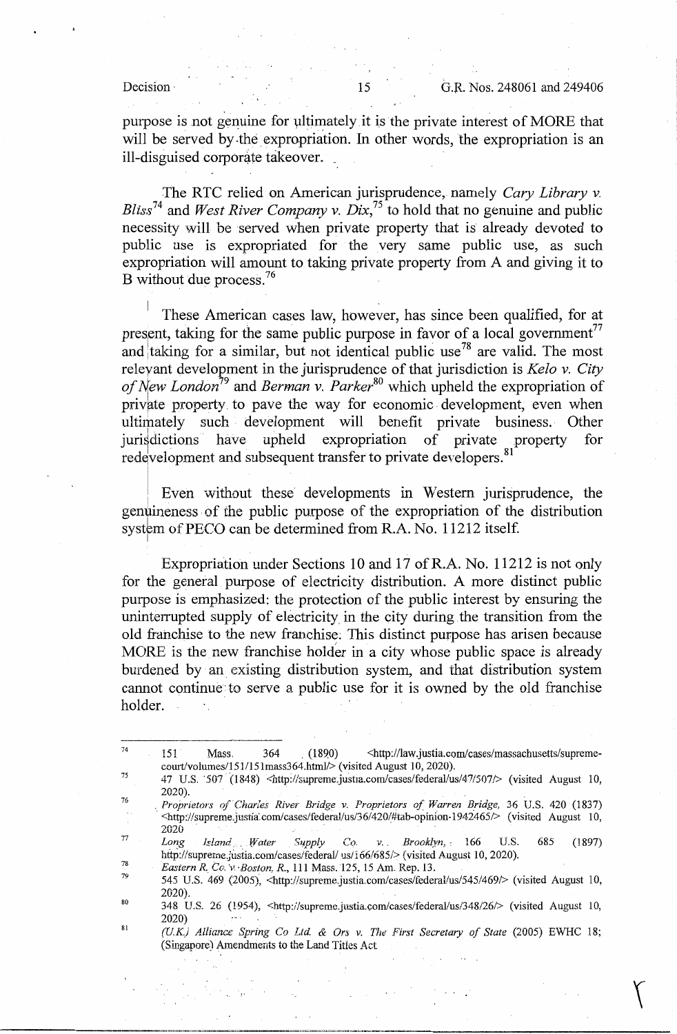purpose is not genuine for ultimately it is the private interest of MORE that will be served by the expropriation. In other words, the expropriation is an ill-disguised corporate takeover.

The RTC relied on American jurisprudence, namely *Cary Library v. Bliss*[74] and *West River Company v. Dix*,[75] to hold that no genuine and public necessity will be served when private property that is already devoted to public use is expropriated for the very same public use, as such expropriation will amount to taking private property from A and giving it to B without due process.[76]

These American cases law, however, has since been qualified, for at present, taking for the same public purpose in favor of a local government[77] and taking for a similar, but not identical public use[78] are valid. The most relevant development in the jurisprudence of that jurisdiction is *Kelo v. City of New London*[79] and *Berman v. Parker*[80] which upheld the expropriation of private property to pave the way for economic development, even when ultimately such development will benefit private business. Other jurisdictions have upheld expropriation of private property for redevelopment and subsequent transfer to private developers.[81]

Even without these developments in Western jurisprudence, the genuineness of the public purpose of the expropriation of the distribution system of PECO can be determined from R.A. No. 11212 itself.

Expropriation under Sections 10 and 17 of R.A. No. 11212 is not only for the general purpose of electricity distribution. A more distinct public purpose is emphasized: the protection of the public interest by ensuring the uninterrupted supply of electricity in the city during the transition from the old franchise to the new franchise. This distinct purpose has arisen because MORE is the new franchise holder in a city whose public space is already burdened by an existing distribution system, and that distribution system cannot continue to serve a public use for it is owned by the old franchise holder.

---

74 151 Mass. 364 (1890) <http://law.justia.com/cases/massachusetts/supreme-court/volumes/151/151mass364.html/> (visited August 10, 2020).

75 47 U.S. 507 (1848) <http://supreme.justia.com/cases/federal/us/47/507/> (visited August 10, 2020).

76 *Proprietors of Charles River Bridge v. Proprietors of Warren Bridge*, 36 U.S. 420 (1837) <http://supreme.justia.com/cases/federal/us/36/420/#tab-opinion-1942465/> (visited August 10, 2020

77 *Long Island Water Supply Co. v. Brooklyn*, 166 U.S. 685 (1897) http://supreme.justia.com/cases/federal/ us/166/685/> (visited August 10, 2020).

78 *Eastern R. Co. v. Boston, R.*, 111 Mass. 125, 15 Am. Rep. 13.

79 545 U.S. 469 (2005), <http://supreme.justia.com/cases/federal/us/545/469/> (visited August 10, 2020).

80 348 U.S. 26 (1954), <http://supreme.justia.com/cases/federal/us/348/26/> (visited August 10, 2020)

81 *(U.K.) Alliance Spring Co Ltd. & Ors v. The First Secretary of State* (2005) EWHC 18; (Singapore) Amendments to the Land Titles Act.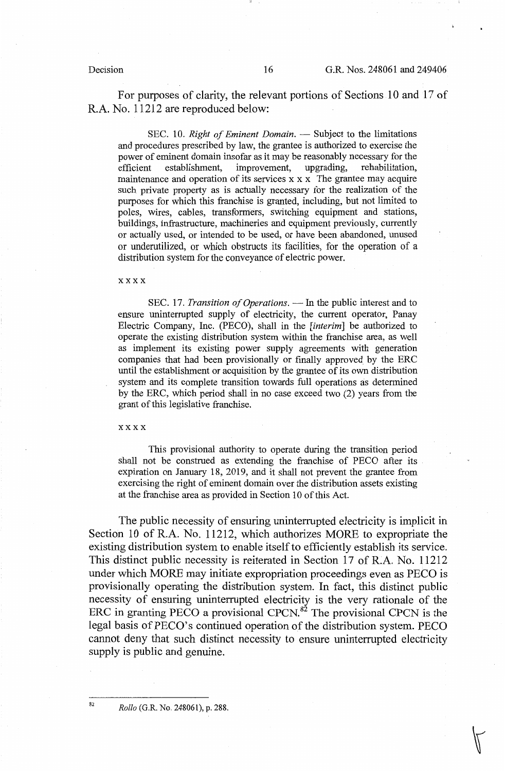For purposes of clarity, the relevant portions of Sections 10 and 17 of R.A. No. 11212 are reproduced below:

> SEC. 10. *Right of Eminent Domain*. — Subject to the limitations and procedures prescribed by law, the grantee is authorized to exercise the power of eminent domain insofar as it may be reasonably necessary for the efficient establishment, improvement, upgrading, rehabilitation, maintenance and operation of its services x x x The grantee may acquire such private property as is actually necessary for the realization of the purposes for which this franchise is granted, including, but not limited to poles, wires, cables, transformers, switching equipment and stations, buildings, infrastructure, machineries and equipment previously, currently or actually used, or intended to be used, or have been abandoned, unused or underutilized, or which obstructs its facilities, for the operation of a distribution system for the conveyance of electric power.
>
> x x x x
>
> SEC. 17. *Transition of Operations*. — In the public interest and to ensure uninterrupted supply of electricity, the current operator, Panay Electric Company, Inc. (PECO), shall in the [*interim*] be authorized to operate the existing distribution system within the franchise area, as well as implement its existing power supply agreements with generation companies that had been provisionally or finally approved by the ERC until the establishment or acquisition by the grantee of its own distribution system and its complete transition towards full operations as determined by the ERC, which period shall in no case exceed two (2) years from the grant of this legislative franchise.
>
> x x x x
>
> This provisional authority to operate during the transition period shall not be construed as extending the franchise of PECO after its expiration on January 18, 2019, and it shall not prevent the grantee from exercising the right of eminent domain over the distribution assets existing at the franchise area as provided in Section 10 of this Act.

The public necessity of ensuring uninterrupted electricity is implicit in Section 10 of R.A. No. 11212, which authorizes MORE to expropriate the existing distribution system to enable itself to efficiently establish its service. This distinct public necessity is reiterated in Section 17 of R.A. No. 11212 under which MORE may initiate expropriation proceedings even as PECO is provisionally operating the distribution system. In fact, this distinct public necessity of ensuring uninterrupted electricity is the very rationale of the ERC in granting PECO a provisional CPCN.[82] The provisional CPCN is the legal basis of PECO's continued operation of the distribution system. PECO cannot deny that such distinct necessity to ensure uninterrupted electricity supply is public and genuine.

---

[82] *Rollo* (G.R. No. 248061), p. 288.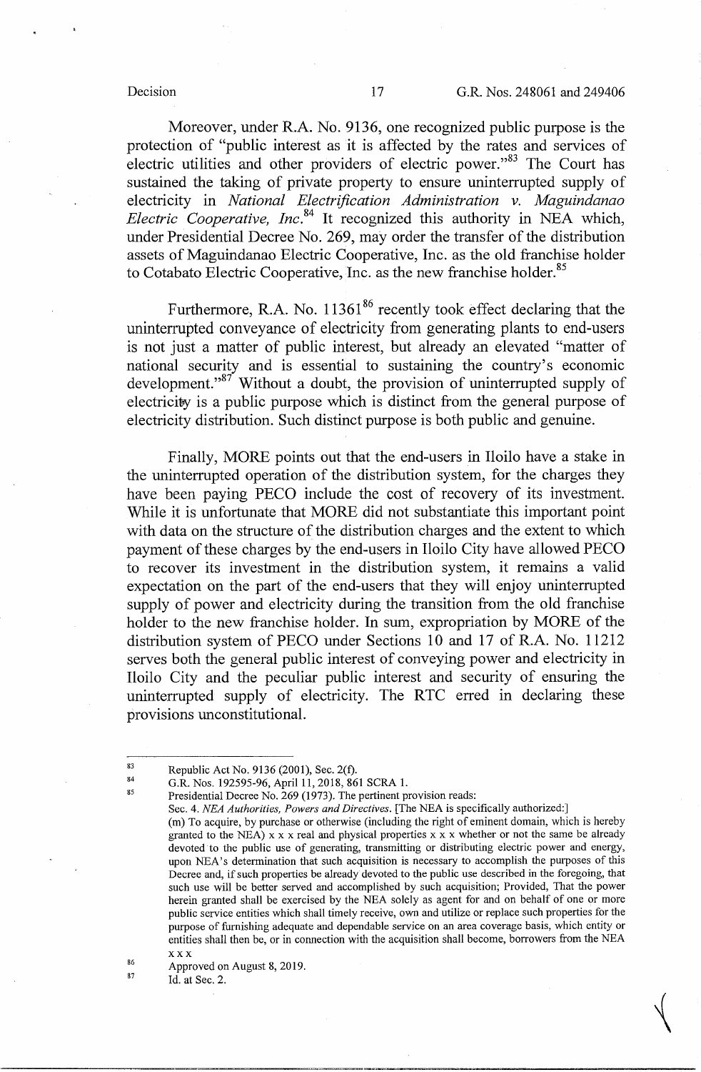Moreover, under R.A. No. 9136, one recognized public purpose is the protection of "public interest as it is affected by the rates and services of electric utilities and other providers of electric power."[83] The Court has sustained the taking of private property to ensure uninterrupted supply of electricity in *National Electrification Administration v. Maguindanao Electric Cooperative, Inc.*[84] It recognized this authority in NEA which, under Presidential Decree No. 269, may order the transfer of the distribution assets of Maguindanao Electric Cooperative, Inc. as the old franchise holder to Cotabato Electric Cooperative, Inc. as the new franchise holder.[85]

Furthermore, R.A. No. 11361[86] recently took effect declaring that the uninterrupted conveyance of electricity from generating plants to end-users is not just a matter of public interest, but already an elevated "matter of national security and is essential to sustaining the country's economic development."[87] Without a doubt, the provision of uninterrupted supply of electricity is a public purpose which is distinct from the general purpose of electricity distribution. Such distinct purpose is both public and genuine.

Finally, MORE points out that the end-users in Iloilo have a stake in the uninterrupted operation of the distribution system, for the charges they have been paying PECO include the cost of recovery of its investment. While it is unfortunate that MORE did not substantiate this important point with data on the structure of the distribution charges and the extent to which payment of these charges by the end-users in Iloilo City have allowed PECO to recover its investment in the distribution system, it remains a valid expectation on the part of the end-users that they will enjoy uninterrupted supply of power and electricity during the transition from the old franchise holder to the new franchise holder. In sum, expropriation by MORE of the distribution system of PECO under Sections 10 and 17 of R.A. No. 11212 serves both the general public interest of conveying power and electricity in Iloilo City and the peculiar public interest and security of ensuring the uninterrupted supply of electricity. The RTC erred in declaring these provisions unconstitutional.

---

[83] Republic Act No. 9136 (2001), Sec. 2(f).

[84] G.R. Nos. 192595-96, April 11, 2018, 861 SCRA 1.

[85] Presidential Decree No. 269 (1973). The pertinent provision reads:

Sec. 4. *NEA Authorities, Powers and Directives.* [The NEA is specifically authorized:]

(m) To acquire, by purchase or otherwise (including the right of eminent domain, which is hereby granted to the NEA) x x x real and physical properties x x x whether or not the same be already devoted to the public use of generating, transmitting or distributing electric power and energy, upon NEA's determination that such acquisition is necessary to accomplish the purposes of this Decree and, if such properties be already devoted to the public use described in the foregoing, that such use will be better served and accomplished by such acquisition; Provided, That the power herein granted shall be exercised by the NEA solely as agent for and on behalf of one or more public service entities which shall timely receive, own and utilize or replace such properties for the purpose of furnishing adequate and dependable service on an area coverage basis, which entity or entities shall then be, or in connection with the acquisition shall become, borrowers from the NEA x x x

[86] Approved on August 8, 2019.

[87] Id. at Sec. 2.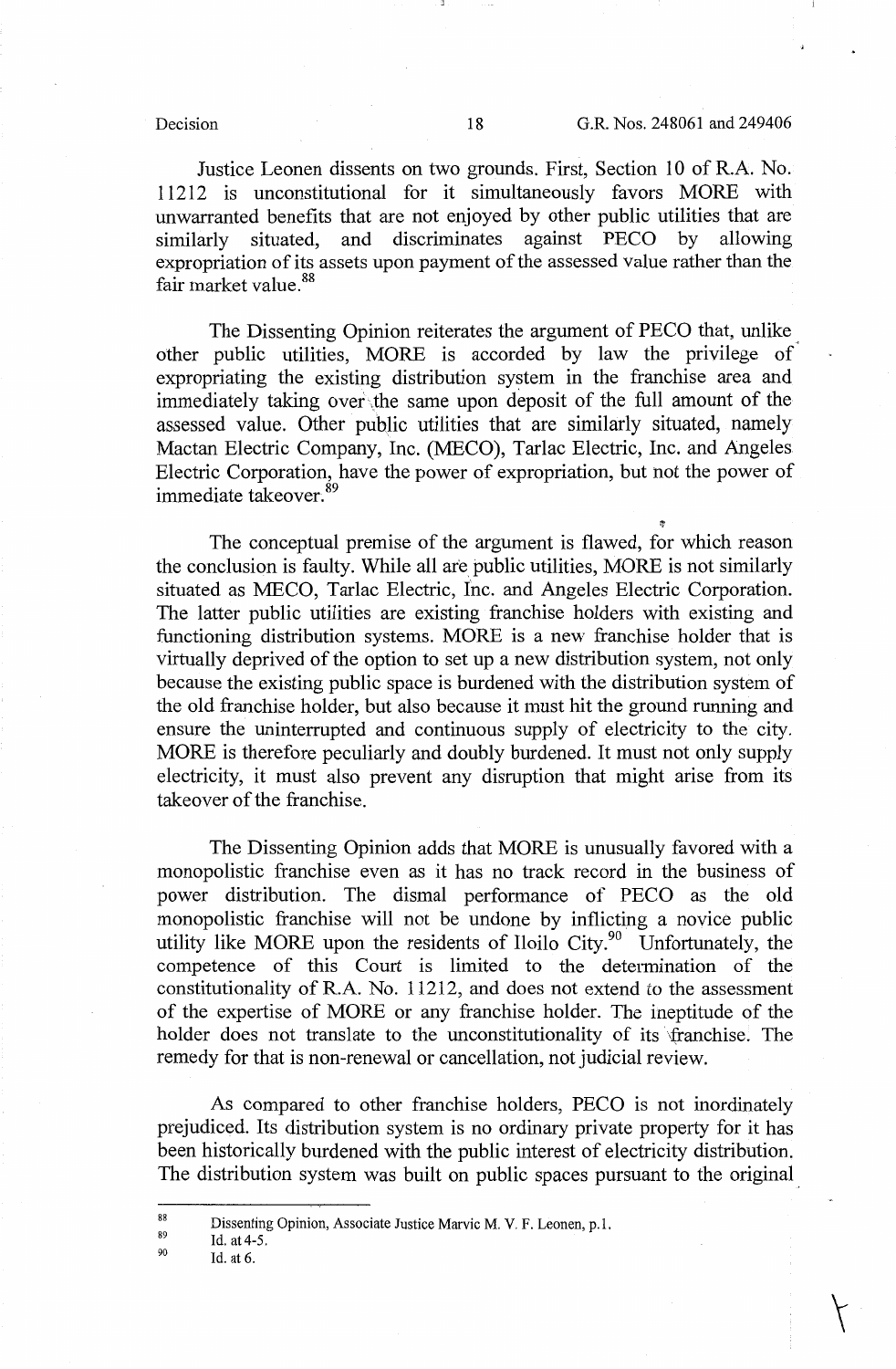Justice Leonen dissents on two grounds. First, Section 10 of R.A. No. 11212 is unconstitutional for it simultaneously favors MORE with unwarranted benefits that are not enjoyed by other public utilities that are similarly situated, and discriminates against PECO by allowing expropriation of its assets upon payment of the assessed value rather than the fair market value.[88]

The Dissenting Opinion reiterates the argument of PECO that, unlike other public utilities, MORE is accorded by law the privilege of expropriating the existing distribution system in the franchise area and immediately taking over the same upon deposit of the full amount of the assessed value. Other public utilities that are similarly situated, namely Mactan Electric Company, Inc. (MECO), Tarlac Electric, Inc. and Angeles Electric Corporation, have the power of expropriation, but not the power of immediate takeover.[89]

The conceptual premise of the argument is flawed, for which reason the conclusion is faulty. While all are public utilities, MORE is not similarly situated as MECO, Tarlac Electric, Inc. and Angeles Electric Corporation. The latter public utilities are existing franchise holders with existing and functioning distribution systems. MORE is a new franchise holder that is virtually deprived of the option to set up a new distribution system, not only because the existing public space is burdened with the distribution system of the old franchise holder, but also because it must hit the ground running and ensure the uninterrupted and continuous supply of electricity to the city. MORE is therefore peculiarly and doubly burdened. It must not only supply electricity, it must also prevent any disruption that might arise from its takeover of the franchise.

The Dissenting Opinion adds that MORE is unusually favored with a monopolistic franchise even as it has no track record in the business of power distribution. The dismal performance of PECO as the old monopolistic franchise will not be undone by inflicting a novice public utility like MORE upon the residents of Iloilo City.[90] Unfortunately, the competence of this Court is limited to the determination of the constitutionality of R.A. No. 11212, and does not extend to the assessment of the expertise of MORE or any franchise holder. The ineptitude of the holder does not translate to the unconstitutionality of its franchise. The remedy for that is non-renewal or cancellation, not judicial review.

As compared to other franchise holders, PECO is not inordinately prejudiced. Its distribution system is no ordinary private property for it has been historically burdened with the public interest of electricity distribution. The distribution system was built on public spaces pursuant to the original

---

[88] Dissenting Opinion, Associate Justice Marvic M. V. F. Leonen, p.1.

[89] Id. at 4-5.

[90] Id. at 6.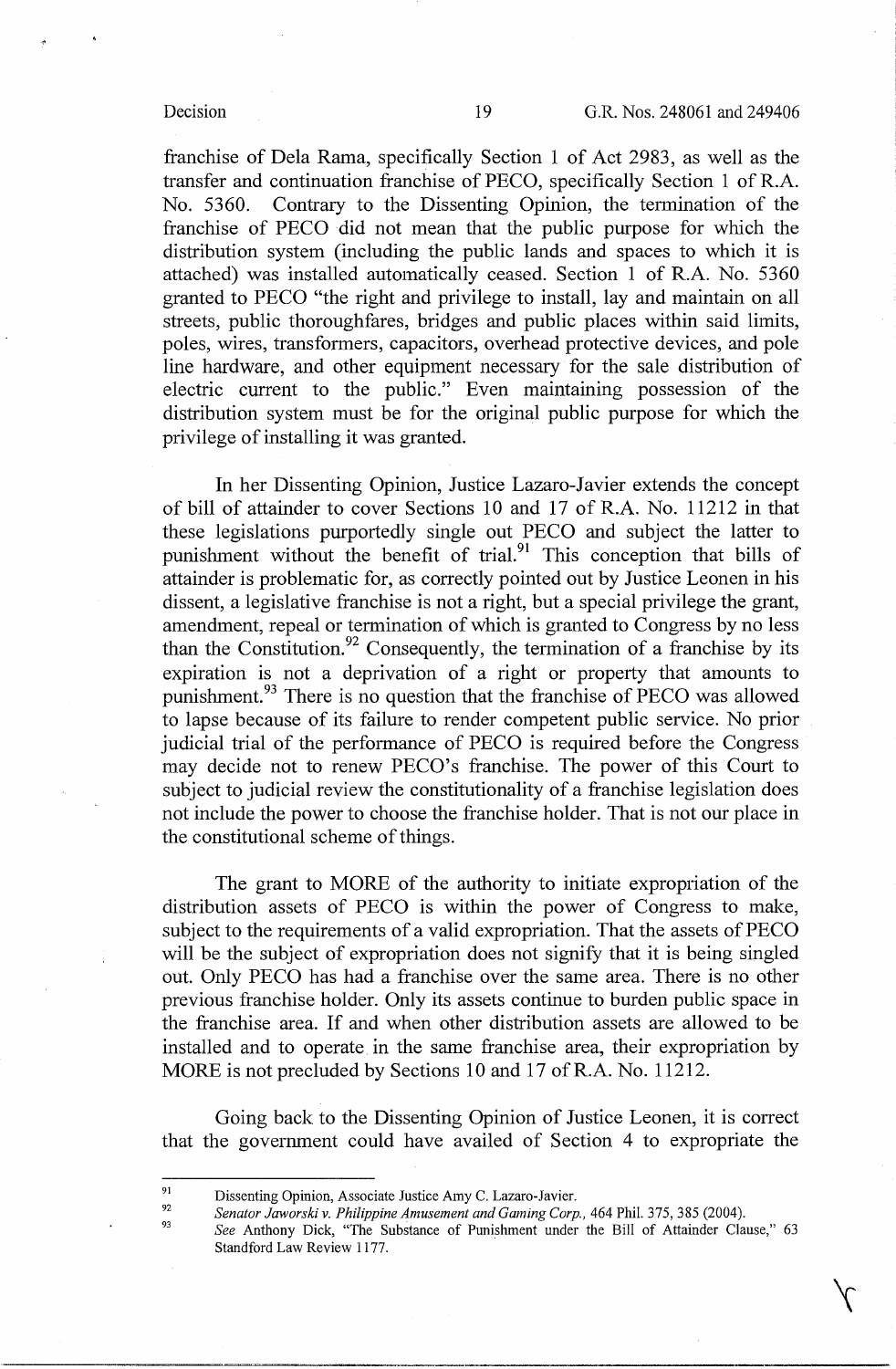franchise of Dela Rama, specifically Section 1 of Act 2983, as well as the transfer and continuation franchise of PECO, specifically Section 1 of R.A. No. 5360. Contrary to the Dissenting Opinion, the termination of the franchise of PECO did not mean that the public purpose for which the distribution system (including the public lands and spaces to which it is attached) was installed automatically ceased. Section 1 of R.A. No. 5360 granted to PECO "the right and privilege to install, lay and maintain on all streets, public thoroughfares, bridges and public places within said limits, poles, wires, transformers, capacitors, overhead protective devices, and pole line hardware, and other equipment necessary for the sale distribution of electric current to the public." Even maintaining possession of the distribution system must be for the original public purpose for which the privilege of installing it was granted.

In her Dissenting Opinion, Justice Lazaro-Javier extends the concept of bill of attainder to cover Sections 10 and 17 of R.A. No. 11212 in that these legislations purportedly single out PECO and subject the latter to punishment without the benefit of trial.[91] This conception that bills of attainder is problematic for, as correctly pointed out by Justice Leonen in his dissent, a legislative franchise is not a right, but a special privilege the grant, amendment, repeal or termination of which is granted to Congress by no less than the Constitution.[92] Consequently, the termination of a franchise by its expiration is not a deprivation of a right or property that amounts to punishment.[93] There is no question that the franchise of PECO was allowed to lapse because of its failure to render competent public service. No prior judicial trial of the performance of PECO is required before the Congress may decide not to renew PECO's franchise. The power of this Court to subject to judicial review the constitutionality of a franchise legislation does not include the power to choose the franchise holder. That is not our place in the constitutional scheme of things.

The grant to MORE of the authority to initiate expropriation of the distribution assets of PECO is within the power of Congress to make, subject to the requirements of a valid expropriation. That the assets of PECO will be the subject of expropriation does not signify that it is being singled out. Only PECO has had a franchise over the same area. There is no other previous franchise holder. Only its assets continue to burden public space in the franchise area. If and when other distribution assets are allowed to be installed and to operate in the same franchise area, their expropriation by MORE is not precluded by Sections 10 and 17 of R.A. No. 11212.

Going back to the Dissenting Opinion of Justice Leonen, it is correct that the government could have availed of Section 4 to expropriate the

---

[91] Dissenting Opinion, Associate Justice Amy C. Lazaro-Javier.

[92] *Senator Jaworski v. Philippine Amusement and Gaming Corp.*, 464 Phil. 375, 385 (2004).

[93] *See* Anthony Dick, "The Substance of Punishment under the Bill of Attainder Clause," 63 Standford Law Review 1177.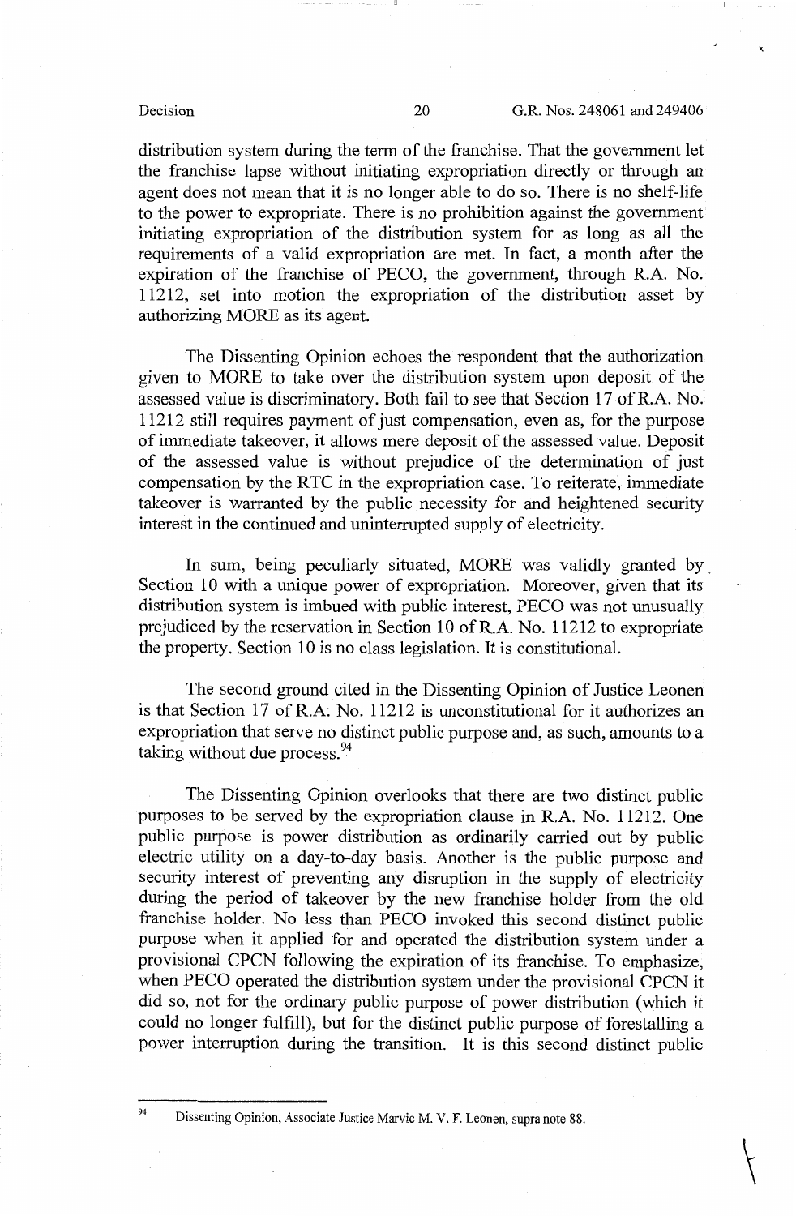distribution system during the term of the franchise. That the government let the franchise lapse without initiating expropriation directly or through an agent does not mean that it is no longer able to do so. There is no shelf-life to the power to expropriate. There is no prohibition against the government initiating expropriation of the distribution system for as long as all the requirements of a valid expropriation are met. In fact, a month after the expiration of the franchise of PECO, the government, through R.A. No. 11212, set into motion the expropriation of the distribution asset by authorizing MORE as its agent.

The Dissenting Opinion echoes the respondent that the authorization given to MORE to take over the distribution system upon deposit of the assessed value is discriminatory. Both fail to see that Section 17 of R.A. No. 11212 still requires payment of just compensation, even as, for the purpose of immediate takeover, it allows mere deposit of the assessed value. Deposit of the assessed value is without prejudice of the determination of just compensation by the RTC in the expropriation case. To reiterate, immediate takeover is warranted by the public necessity for and heightened security interest in the continued and uninterrupted supply of electricity.

In sum, being peculiarly situated, MORE was validly granted by Section 10 with a unique power of expropriation. Moreover, given that its distribution system is imbued with public interest, PECO was not unusually prejudiced by the reservation in Section 10 of R.A. No. 11212 to expropriate the property. Section 10 is no class legislation. It is constitutional.

The second ground cited in the Dissenting Opinion of Justice Leonen is that Section 17 of R.A. No. 11212 is unconstitutional for it authorizes an expropriation that serve no distinct public purpose and, as such, amounts to a taking without due process.[94]

The Dissenting Opinion overlooks that there are two distinct public purposes to be served by the expropriation clause in R.A. No. 11212. One public purpose is power distribution as ordinarily carried out by public electric utility on a day-to-day basis. Another is the public purpose and security interest of preventing any disruption in the supply of electricity during the period of takeover by the new franchise holder from the old franchise holder. No less than PECO invoked this second distinct public purpose when it applied for and operated the distribution system under a provisional CPCN following the expiration of its franchise. To emphasize, when PECO operated the distribution system under the provisional CPCN it did so, not for the ordinary public purpose of power distribution (which it could no longer fulfill), but for the distinct public purpose of forestalling a power interruption during the transition. It is this second distinct public

---

[94] Dissenting Opinion, Associate Justice Marvic M. V. F. Leonen, supra note 88.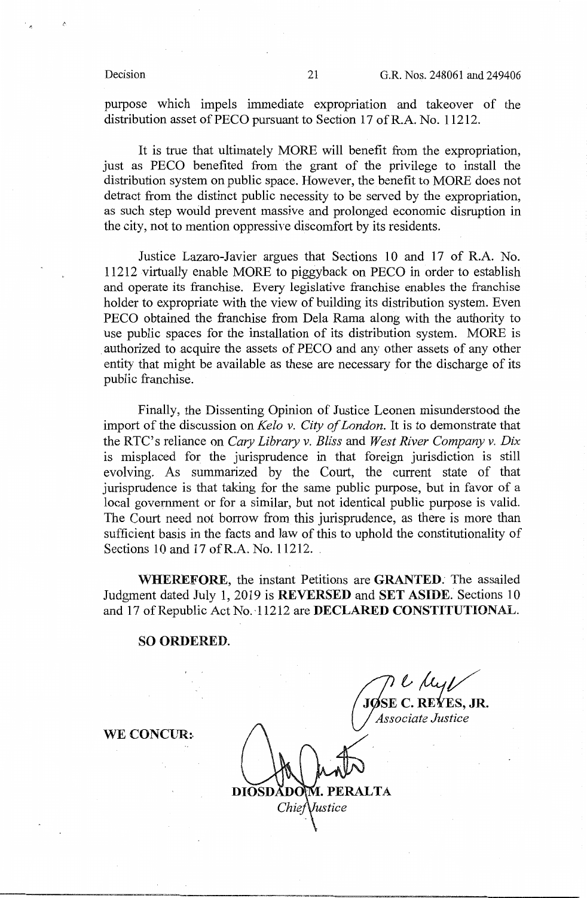purpose which impels immediate expropriation and takeover of the distribution asset of PECO pursuant to Section 17 of R.A. No. 11212.

It is true that ultimately MORE will benefit from the expropriation, just as PECO benefited from the grant of the privilege to install the distribution system on public space. However, the benefit to MORE does not detract from the distinct public necessity to be served by the expropriation, as such step would prevent massive and prolonged economic disruption in the city, not to mention oppressive discomfort by its residents.

Justice Lazaro-Javier argues that Sections 10 and 17 of R.A. No. 11212 virtually enable MORE to piggyback on PECO in order to establish and operate its franchise. Every legislative franchise enables the franchise holder to expropriate with the view of building its distribution system. Even PECO obtained the franchise from Dela Rama along with the authority to use public spaces for the installation of its distribution system. MORE is authorized to acquire the assets of PECO and any other assets of any other entity that might be available as these are necessary for the discharge of its public franchise.

Finally, the Dissenting Opinion of Justice Leonen misunderstood the import of the discussion on *Kelo v. City of London*. It is to demonstrate that the RTC's reliance on *Cary Library v. Bliss* and *West River Company v. Dix* is misplaced for the jurisprudence in that foreign jurisdiction is still evolving. As summarized by the Court, the current state of that jurisprudence is that taking for the same public purpose, but in favor of a local government or for a similar, but not identical public purpose is valid. The Court need not borrow from this jurisprudence, as there is more than sufficient basis in the facts and law of this to uphold the constitutionality of Sections 10 and 17 of R.A. No. 11212.

**WHEREFORE**, the instant Petitions are **GRANTED**. The assailed Judgment dated July 1, 2019 is **REVERSED** and **SET ASIDE**. Sections 10 and 17 of Republic Act No. 11212 are **DECLARED CONSTITUTIONAL**.

**SO ORDERED.**

**JOSE C. REYES, JR.**
*Associate Justice*

**WE CONCUR:**

**DIOSDADO M. PERALTA**
*Chief Justice*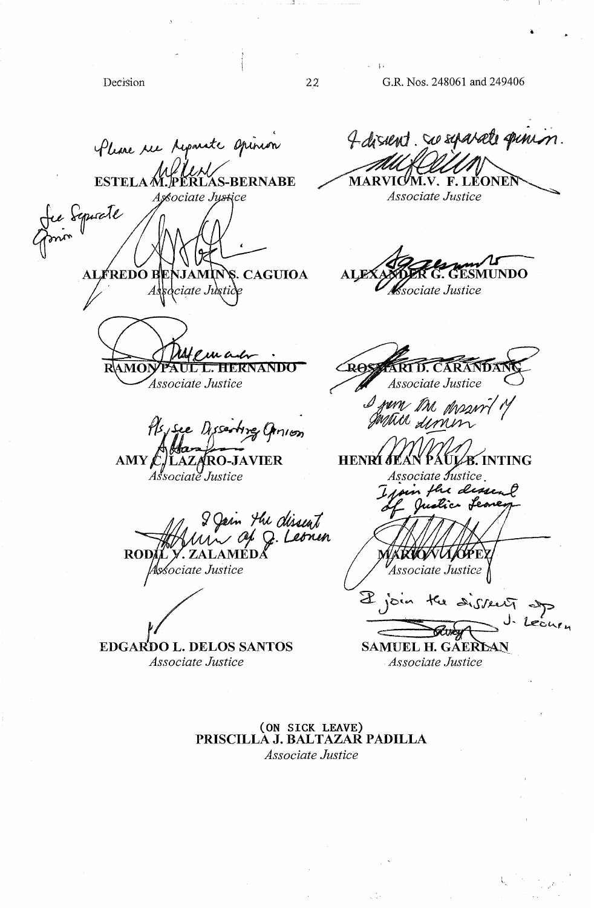Please see separate opinion

**ESTELA M. PERLAS-BERNABE**
*Associate Justice*

I dissent. See separate opinion.

**MARVIC M.V. F. LEONEN**
*Associate Justice*

See Separate Opinion

**ALFREDO BENJAMIN S. CAGUIOA**
*Associate Justice*

**ALEXANDER G. GESMUNDO**
*Associate Justice*

**RAMON PAUL L. HERNANDO**
*Associate Justice*

**ROSMARI D. CARANDANG**
*Associate Justice*

Pls. see Dissenting Opinion

**AMY C. LAZARO-JAVIER**
*Associate Justice*

I join the dissent of Justice Leonen

**HENRI JEAN PAUL B. INTING**
*Associate Justice*

I join the dissent of J. Leonen

**RODIL V. ZALAMEDA**
*Associate Justice*

I join the dissent of Justice Leonen

**MARIO V. LOPEZ**
*Associate Justice*

**EDGARDO L. DELOS SANTOS**
*Associate Justice*

I join the dissent of J. Leonen

**SAMUEL H. GAERLAN**
*Associate Justice*

(ON SICK LEAVE)
**PRISCILLA J. BALTAZAR PADILLA**
*Associate Justice*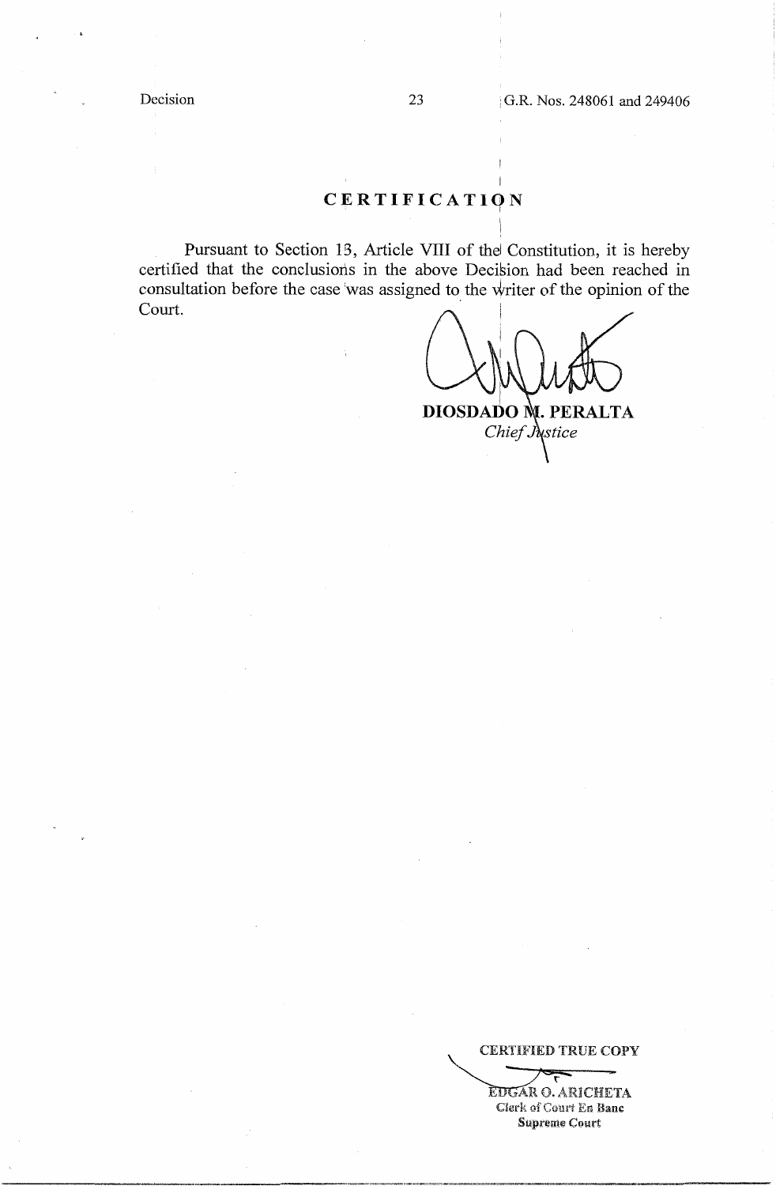## CERTIFICATION

Pursuant to Section 13, Article VIII of the Constitution, it is hereby certified that the conclusions in the above Decision had been reached in consultation before the case was assigned to the writer of the opinion of the Court.

**DIOSDADO M. PERALTA**
*Chief Justice*

CERTIFIED TRUE COPY

EDGAR O. ARICHETA
Clerk of Court En Banc
Supreme Court